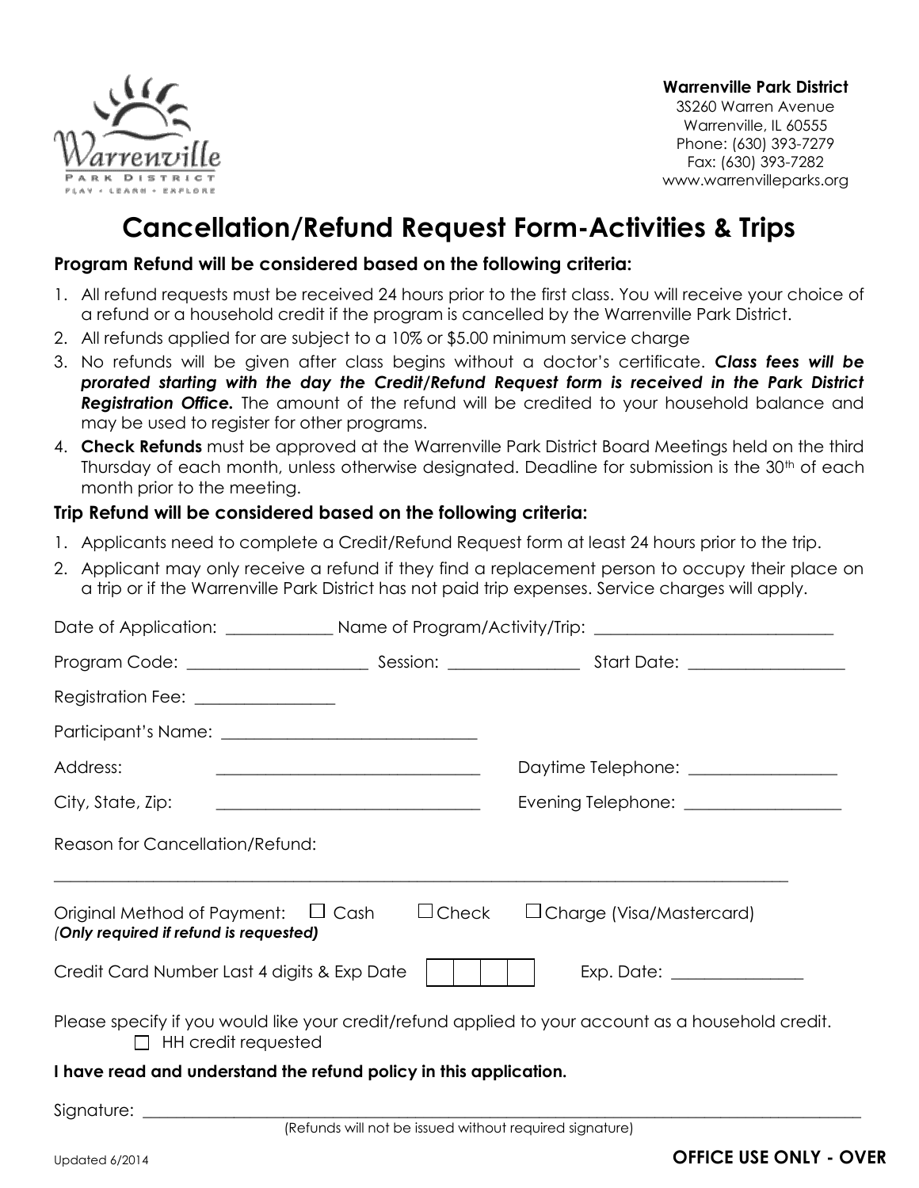Warrenville Park District
PLAY • LEARN • EXPLORE

**Warrenville Park District**
3S260 Warren Avenue
Warrenville, IL 60555
Phone: (630) 393-7279
Fax: (630) 393-7282
www.warrenvilleparks.org

# Cancellation/Refund Request Form-Activities & Trips

**Program Refund will be considered based on the following criteria:**

1. All refund requests must be received 24 hours prior to the first class. You will receive your choice of a refund or a household credit if the program is cancelled by the Warrenville Park District.
2. All refunds applied for are subject to a 10% or $5.00 minimum service charge
3. No refunds will be given after class begins without a doctor's certificate. ***Class fees will be prorated starting with the day the Credit/Refund Request form is received in the Park District Registration Office.*** The amount of the refund will be credited to your household balance and may be used to register for other programs.
4. **Check Refunds** must be approved at the Warrenville Park District Board Meetings held on the third Thursday of each month, unless otherwise designated. Deadline for submission is the 30th of each month prior to the meeting.

**Trip Refund will be considered based on the following criteria:**

1. Applicants need to complete a Credit/Refund Request form at least 24 hours prior to the trip.
2. Applicant may only receive a refund if they find a replacement person to occupy their place on a trip or if the Warrenville Park District has not paid trip expenses. Service charges will apply.

Date of Application: ____________ Name of Program/Activity/Trip: ____________________________

Program Code: ____________________ Session: ______________ Start Date: _________________

Registration Fee: _______________

Participant's Name: ______________________________

Address: ______________________________ Daytime Telephone: ________________

City, State, Zip: ______________________________ Evening Telephone: _________________

Reason for Cancellation/Refund:

_____________________________________________________________________________________

Original Method of Payment: ☐ Cash ☐ Check ☐ Charge (Visa/Mastercard)
(***Only required if refund is requested***)

Credit Card Number Last 4 digits & Exp Date ☐☐☐☐ Exp. Date: ______________

Please specify if you would like your credit/refund applied to your account as a household credit.
☐ HH credit requested

**I have read and understand the refund policy in this application.**

Signature: _________________________________________________________________________
(Refunds will not be issued without required signature)

Updated 6/2014

**OFFICE USE ONLY - OVER**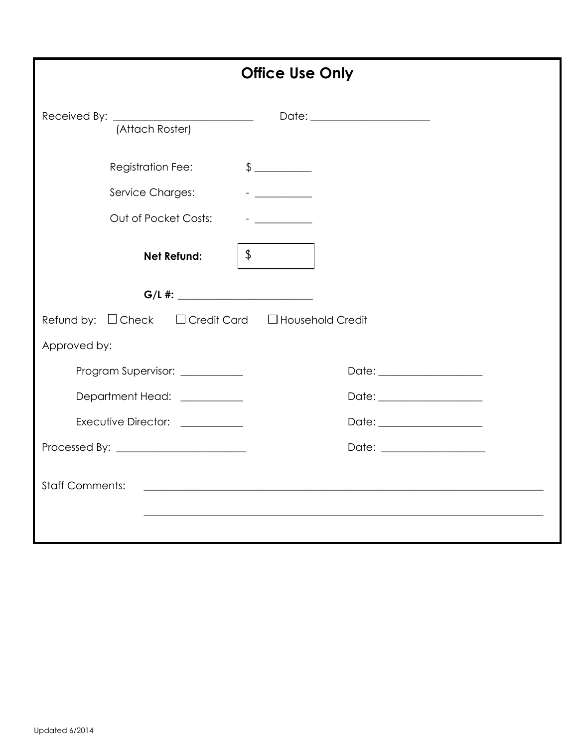## Office Use Only

Received By: ___________________________ Date: ______________________
(Attach Roster)

Registration Fee: $ __________

Service Charges: - __________

Out of Pocket Costs: - __________

**Net Refund:** $

**G/L #:** __________________________

Refund by: ☐ Check ☐ Credit Card ☐ Household Credit

Approved by:

Program Supervisor: ___________ Date: ___________________

Department Head: ___________ Date: ___________________

Executive Director: ___________ Date: ___________________

Processed By: ________________________ Date: ___________________

Staff Comments: ____________________________________________________________________________

____________________________________________________________________________

Updated 6/2014